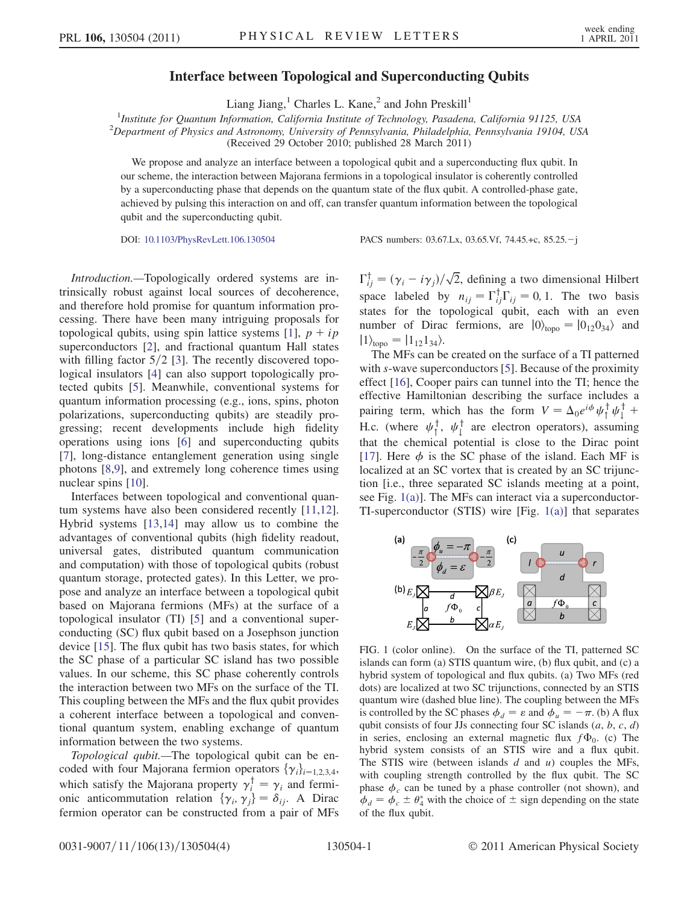# Interface between Topological and Superconducting Qubits

Liang Jiang,[1] Charles L. Kane,[2] and John Preskill[1]

[1]*Institute for Quantum Information, California Institute of Technology, Pasadena, California 91125, USA*
[2]*Department of Physics and Astronomy, University of Pennsylvania, Philadelphia, Pennsylvania 19104, USA*
(Received 29 October 2010; published 28 March 2011)

We propose and analyze an interface between a topological qubit and a superconducting flux qubit. In our scheme, the interaction between Majorana fermions in a topological insulator is coherently controlled by a superconducting phase that depends on the quantum state of the flux qubit. A controlled-phase gate, achieved by pulsing this interaction on and off, can transfer quantum information between the topological qubit and the superconducting qubit.

DOI: 10.1103/PhysRevLett.106.130504 PACS numbers: 03.67.Lx, 03.65.Vf, 74.45.+c, 85.25.−j

*Introduction.*—Topologically ordered systems are intrinsically robust against local sources of decoherence, and therefore hold promise for quantum information processing. There have been many intriguing proposals for topological qubits, using spin lattice systems [1], $p + ip$ superconductors [2], and fractional quantum Hall states with filling factor 5/2 [3]. The recently discovered topological insulators [4] can also support topologically protected qubits [5]. Meanwhile, conventional systems for quantum information processing (e.g., ions, spins, photon polarizations, superconducting qubits) are steadily progressing; recent developments include high fidelity operations using ions [6] and superconducting qubits [7], long-distance entanglement generation using single photons [8,9], and extremely long coherence times using nuclear spins [10].

Interfaces between topological and conventional quantum systems have also been considered recently [11,12]. Hybrid systems [13,14] may allow us to combine the advantages of conventional qubits (high fidelity readout, universal gates, distributed quantum communication and computation) with those of topological qubits (robust quantum storage, protected gates). In this Letter, we propose and analyze an interface between a topological qubit based on Majorana fermions (MFs) at the surface of a topological insulator (TI) [5] and a conventional superconducting (SC) flux qubit based on a Josephson junction device [15]. The flux qubit has two basis states, for which the SC phase of a particular SC island has two possible values. In our scheme, this SC phase coherently controls the interaction between two MFs on the surface of the TI. This coupling between the MFs and the flux qubit provides a coherent interface between a topological and conventional quantum system, enabling exchange of quantum information between the two systems.

*Topological qubit.*—The topological qubit can be encoded with four Majorana fermion operators $\{\gamma_i\}_{i=1,2,3,4}$, which satisfy the Majorana property $\gamma_i^\dagger = \gamma_i$ and fermionic anticommutation relation $\{\gamma_i, \gamma_j\} = \delta_{ij}$. A Dirac fermion operator can be constructed from a pair of MFs $\Gamma_{ij}^\dagger = (\gamma_i - i\gamma_j)/\sqrt{2}$, defining a two dimensional Hilbert space labeled by $n_{ij} = \Gamma_{ij}^\dagger \Gamma_{ij} = 0, 1$. The two basis states for the topological qubit, each with an even number of Dirac fermions, are $|0\rangle_{\rm topo} = |0_{12}0_{34}\rangle$ and $|1\rangle_{\rm topo} = |1_{12}1_{34}\rangle$.

The MFs can be created on the surface of a TI patterned with $s$-wave superconductors [5]. Because of the proximity effect [16], Cooper pairs can tunnel into the TI; hence the effective Hamiltonian describing the surface includes a pairing term, which has the form $V = \Delta_0 e^{i\phi}\psi_\uparrow^\dagger\psi_\downarrow^\dagger +$ H.c. (where $\psi_\uparrow^\dagger$, $\psi_\downarrow^\dagger$ are electron operators), assuming that the chemical potential is close to the Dirac point [17]. Here $\phi$ is the SC phase of the island. Each MF is localized at an SC vortex that is created by an SC trijunction [i.e., three separated SC islands meeting at a point, see Fig. 1(a)]. The MFs can interact via a superconductor-TI-superconductor (STIS) wire [Fig. 1(a)] that separates

FIG. 1 (color online). On the surface of the TI, patterned SC islands can form (a) STIS quantum wire, (b) flux qubit, and (c) a hybrid system of topological and flux qubits. (a) Two MFs (red dots) are localized at two SC trijunctions, connected by an STIS quantum wire (dashed blue line). The coupling between the MFs is controlled by the SC phases $\phi_d = \varepsilon$ and $\phi_u = -\pi$. (b) A flux qubit consists of four JJs connecting four SC islands ($a$, $b$, $c$, $d$) in series, enclosing an external magnetic flux $f\Phi_0$. (c) The hybrid system consists of an STIS wire and a flux qubit. The STIS wire (between islands $d$ and $u$) couples the MFs, with coupling strength controlled by the flux qubit. The SC phase $\phi_c$ can be tuned by a phase controller (not shown), and $\phi_d = \phi_c \pm \theta_4^*$ with the choice of $\pm$ sign depending on the state of the flux qubit.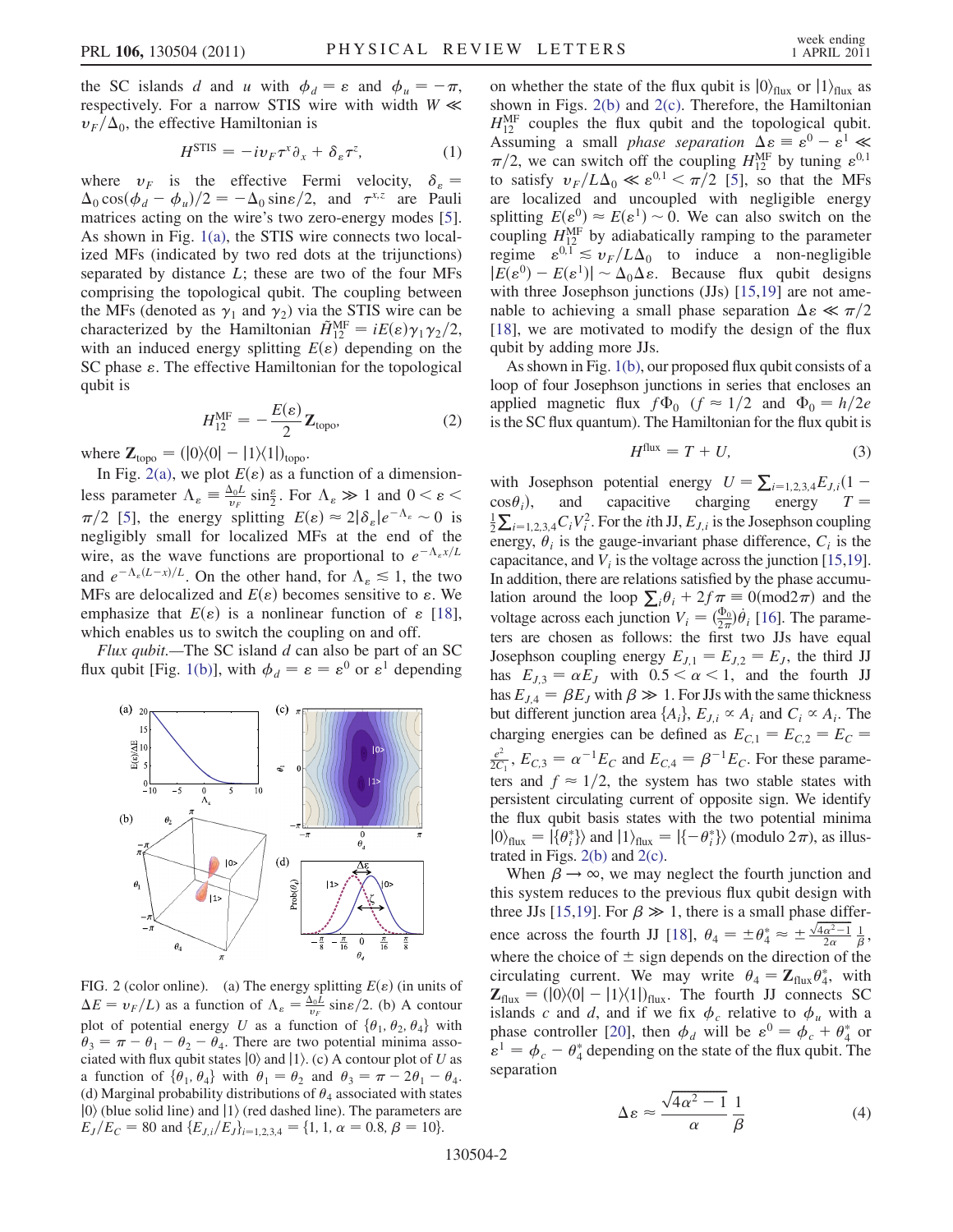the SC islands $d$ and $u$ with $\phi_d = \varepsilon$ and $\phi_u = -\pi$, respectively. For a narrow STIS wire with width $W \ll v_F/\Delta_0$, the effective Hamiltonian is

$$H^{\rm STIS} = -iv_F\tau^x\partial_x + \delta_\varepsilon\tau^z, \tag{1}$$

where $v_F$ is the effective Fermi velocity, $\delta_\varepsilon = \Delta_0\cos(\phi_d - \phi_u)/2 = -\Delta_0\sin\varepsilon/2$, and $\tau^{x,z}$ are Pauli matrices acting on the wire's two zero-energy modes [5]. As shown in Fig. 1(a), the STIS wire connects two localized MFs (indicated by two red dots at the trijunctions) separated by distance $L$; these are two of the four MFs comprising the topological qubit. The coupling between the MFs (denoted as $\gamma_1$ and $\gamma_2$) via the STIS wire can be characterized by the Hamiltonian $\tilde{H}_{12}^{\rm MF} = iE(\varepsilon)\gamma_1\gamma_2/2$, with an induced energy splitting $E(\varepsilon)$ depending on the SC phase $\varepsilon$. The effective Hamiltonian for the topological qubit is

$$H_{12}^{\rm MF} = -\frac{E(\varepsilon)}{2}\mathbf{Z}_{\rm topo}, \tag{2}$$

where $\mathbf{Z}_{\rm topo} = (|0\rangle\langle 0| - |1\rangle\langle 1|)_{\rm topo}$.

In Fig. 2(a), we plot $E(\varepsilon)$ as a function of a dimensionless parameter $\Lambda_\varepsilon \equiv \frac{\Delta_0 L}{v_F}\sin\frac{\varepsilon}{2}$. For $\Lambda_\varepsilon \gg 1$ and $0 < \varepsilon < \pi/2$ [5], the energy splitting $E(\varepsilon) \approx 2|\delta_\varepsilon|e^{-\Lambda_\varepsilon} \sim 0$ is negligibly small for localized MFs at the end of the wire, as the wave functions are proportional to $e^{-\Lambda_\varepsilon x/L}$ and $e^{-\Lambda_\varepsilon(L-x)/L}$. On the other hand, for $\Lambda_\varepsilon \lesssim 1$, the two MFs are delocalized and $E(\varepsilon)$ becomes sensitive to $\varepsilon$. We emphasize that $E(\varepsilon)$ is a nonlinear function of $\varepsilon$ [18], which enables us to switch the coupling on and off.

*Flux qubit.*—The SC island $d$ can also be part of an SC flux qubit [Fig. 1(b)], with $\phi_d = \varepsilon = \varepsilon^0$ or $\varepsilon^1$ depending

FIG. 2 (color online). (a) The energy splitting $E(\varepsilon)$ (in units of $\Delta E = v_F/L$) as a function of $\Lambda_\varepsilon = \frac{\Delta_0 L}{v_F}\sin\varepsilon/2$. (b) A contour plot of potential energy $U$ as a function of $\{\theta_1, \theta_2, \theta_4\}$ with $\theta_3 = \pi - \theta_1 - \theta_2 - \theta_4$. There are two potential minima associated with flux qubit states $|0\rangle$ and $|1\rangle$. (c) A contour plot of $U$ as a function of $\{\theta_1, \theta_4\}$ with $\theta_1 = \theta_2$ and $\theta_3 = \pi - 2\theta_1 - \theta_4$. (d) Marginal probability distributions of $\theta_4$ associated with states $|0\rangle$ (blue solid line) and $|1\rangle$ (red dashed line). The parameters are $E_J/E_C = 80$ and $\{E_{J,i}/E_J\}_{i=1,2,3,4} = \{1, 1, \alpha = 0.8, \beta = 10\}$.

on whether the state of the flux qubit is $|0\rangle_{\rm flux}$ or $|1\rangle_{\rm flux}$ as shown in Figs. 2(b) and 2(c). Therefore, the Hamiltonian $H_{12}^{\rm MF}$ couples the flux qubit and the topological qubit. Assuming a small *phase separation* $\Delta\varepsilon \equiv \varepsilon^0 - \varepsilon^1 \ll \pi/2$, we can switch off the coupling $H_{12}^{\rm MF}$ by tuning $\varepsilon^{0,1}$ to satisfy $v_F/L\Delta_0 \ll \varepsilon^{0,1} < \pi/2$ [5], so that the MFs are localized and uncoupled with negligible energy splitting $E(\varepsilon^0) \approx E(\varepsilon^1) \sim 0$. We can also switch on the coupling $H_{12}^{\rm MF}$ by adiabatically ramping to the parameter regime $\varepsilon^{0,1} \lesssim v_F/L\Delta_0$ to induce a non-negligible $|E(\varepsilon^0) - E(\varepsilon^1)| \sim \Delta_0\Delta\varepsilon$. Because flux qubit designs with three Josephson junctions (JJs) [15,19] are not amenable to achieving a small phase separation $\Delta\varepsilon \ll \pi/2$ [18], we are motivated to modify the design of the flux qubit by adding more JJs.

As shown in Fig. 1(b), our proposed flux qubit consists of a loop of four Josephson junctions in series that encloses an applied magnetic flux $f\Phi_0$ ($f \approx 1/2$ and $\Phi_0 = h/2e$ is the SC flux quantum). The Hamiltonian for the flux qubit is

$$H^{\rm flux} = T + U, \tag{3}$$

with Josephson potential energy $U = \sum_{i=1,2,3,4}E_{J,i}(1 - \cos\theta_i)$, and capacitive charging energy $T = \frac{1}{2}\sum_{i=1,2,3,4}C_iV_i^2$. For the $i$th JJ, $E_{J,i}$ is the Josephson coupling energy, $\theta_i$ is the gauge-invariant phase difference, $C_i$ is the capacitance, and $V_i$ is the voltage across the junction [15,19]. In addition, there are relations satisfied by the phase accumulation around the loop $\sum_i\theta_i + 2f\pi \equiv 0 (\mathrm{mod}\, 2\pi)$ and the voltage across each junction $V_i = (\frac{\Phi_0}{2\pi})\dot{\theta}_i$ [16]. The parameters are chosen as follows: the first two JJs have equal Josephson coupling energy $E_{J,1} = E_{J,2} = E_J$, the third JJ has $E_{J,3} = \alpha E_J$ with $0.5 < \alpha < 1$, and the fourth JJ has $E_{J,4} = \beta E_J$ with $\beta \gg 1$. For JJs with the same thickness but different junction area $\{A_i\}$, $E_{J,i} \propto A_i$ and $C_i \propto A_i$. The charging energies can be defined as $E_{C,1} = E_{C,2} = E_C = \frac{e^2}{2C_1}$, $E_{C,3} = \alpha^{-1}E_C$ and $E_{C,4} = \beta^{-1}E_C$. For these parameters and $f \approx 1/2$, the system has two stable states with persistent circulating current of opposite sign. We identify the flux qubit basis states with the two potential minima $|0\rangle_{\rm flux} = |\{\theta_i^*\}\rangle$ and $|1\rangle_{\rm flux} = |\{-\theta_i^*\}\rangle$ (modulo $2\pi$), as illustrated in Figs. 2(b) and 2(c).

When $\beta \to \infty$, we may neglect the fourth junction and this system reduces to the previous flux qubit design with three JJs [15,19]. For $\beta \gg 1$, there is a small phase difference across the fourth JJ [18], $\theta_4 = \pm\theta_4^* \approx \pm\frac{\sqrt{4\alpha^2-1}}{2\alpha}\frac{1}{\beta}$, where the choice of $\pm$ sign depends on the direction of the circulating current. We may write $\theta_4 = \mathbf{Z}_{\rm flux}\theta_4^*$, with $\mathbf{Z}_{\rm flux} = (|0\rangle\langle 0| - |1\rangle\langle 1|)_{\rm flux}$. The fourth JJ connects SC islands $c$ and $d$, and if we fix $\phi_c$ relative to $\phi_u$ with a phase controller [20], then $\phi_d$ will be $\varepsilon^0 = \phi_c + \theta_4^*$ or $\varepsilon^1 = \phi_c - \theta_4^*$ depending on the state of the flux qubit. The separation

$$\Delta\varepsilon \approx \frac{\sqrt{4\alpha^2 - 1}}{\alpha}\frac{1}{\beta} \tag{4}$$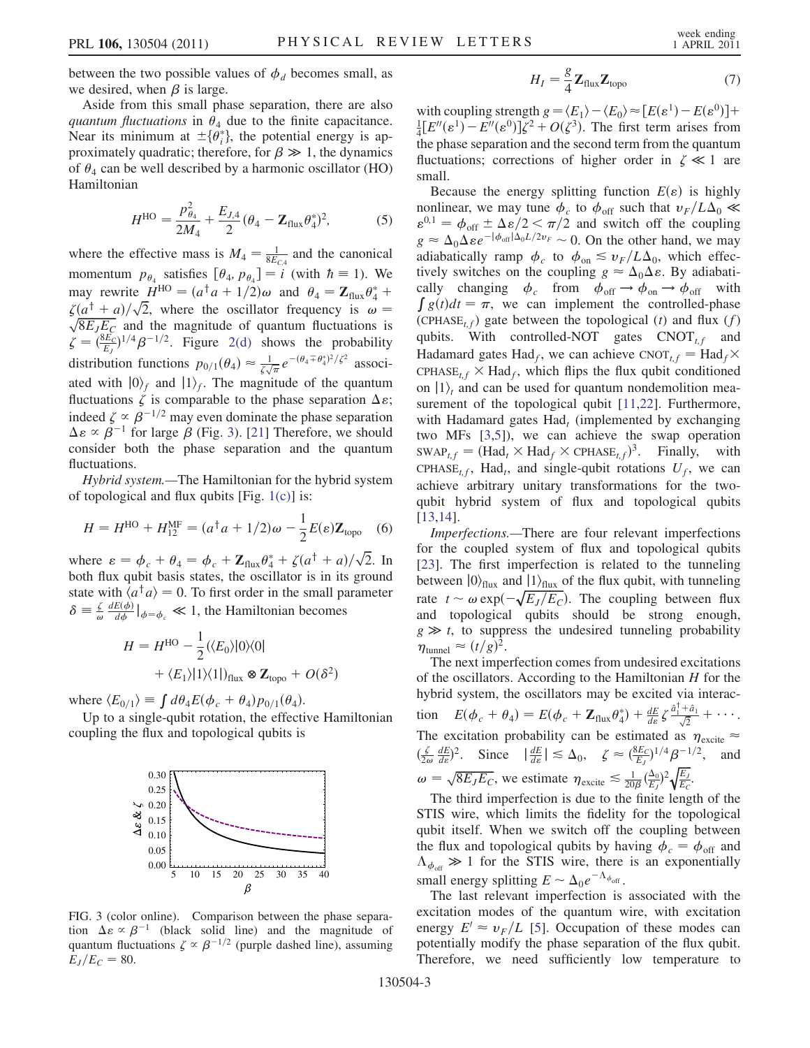between the two possible values of $\phi_d$ becomes small, as we desired, when $\beta$ is large.

Aside from this small phase separation, there are also *quantum fluctuations* in $\theta_4$ due to the finite capacitance. Near its minimum at $\pm\{\theta_i^*\}$, the potential energy is approximately quadratic; therefore, for $\beta \gg 1$, the dynamics of $\theta_4$ can be well described by a harmonic oscillator (HO) Hamiltonian

$$H^{\rm HO} = \frac{p_{\theta_4}^2}{2M_4} + \frac{E_{J,4}}{2}(\theta_4 - \mathbf{Z}_{\rm flux}\theta_4^*)^2, \tag{5}$$

where the effective mass is $M_4 = \frac{1}{8E_{C,4}}$ and the canonical momentum $p_{\theta_4}$ satisfies $[\theta_4, p_{\theta_4}] = i$ (with $\hbar \equiv 1$). We may rewrite $H^{\rm HO} = (a^\dagger a + 1/2)\omega$ and $\theta_4 = \mathbf{Z}_{\rm flux}\theta_4^* + \zeta(a^\dagger + a)/\sqrt{2}$, where the oscillator frequency is $\omega = \sqrt{8E_J E_C}$ and the magnitude of quantum fluctuations is $\zeta = (\frac{8E_C}{E_J})^{1/4}\beta^{-1/2}$. Figure 2(d) shows the probability distribution functions $p_{0/1}(\theta_4) \approx \frac{1}{\zeta\sqrt{\pi}} e^{-(\theta_4 \mp \theta_4^*)^2/\zeta^2}$ associated with $|0\rangle_f$ and $|1\rangle_f$. The magnitude of the quantum fluctuations $\zeta$ is comparable to the phase separation $\Delta\varepsilon$; indeed $\zeta \propto \beta^{-1/2}$ may even dominate the phase separation $\Delta\varepsilon \propto \beta^{-1}$ for large $\beta$ (Fig. 3). [21] Therefore, we should consider both the phase separation and the quantum fluctuations.

*Hybrid system.*—The Hamiltonian for the hybrid system of topological and flux qubits [Fig. 1(c)] is:

$$H = H^{\rm HO} + H_{12}^{\rm MF} = (a^\dagger a + 1/2)\omega - \frac{1}{2}E(\varepsilon)\mathbf{Z}_{\rm topo} \tag{6}$$

where $\varepsilon = \phi_c + \theta_4 = \phi_c + \mathbf{Z}_{\rm flux}\theta_4^* + \zeta(a^\dagger + a)/\sqrt{2}$. In both flux qubit basis states, the oscillator is in its ground state with $\langle a^\dagger a\rangle = 0$. To first order in the small parameter $\delta \equiv \frac{\zeta}{\omega}\frac{dE(\phi)}{d\phi}|_{\phi=\phi_c} \ll 1$, the Hamiltonian becomes

$$H = H^{\rm HO} - \frac{1}{2}(\langle E_0\rangle|0\rangle\langle 0| + \langle E_1\rangle|1\rangle\langle 1|)_{\rm flux} \otimes \mathbf{Z}_{\rm topo} + O(\delta^2)$$

where $\langle E_{0/1}\rangle \equiv \int d\theta_4 E(\phi_c + \theta_4)p_{0/1}(\theta_4)$.

Up to a single-qubit rotation, the effective Hamiltonian coupling the flux and topological qubits is

FIG. 3 (color online). Comparison between the phase separation $\Delta\varepsilon \propto \beta^{-1}$ (black solid line) and the magnitude of quantum fluctuations $\zeta \propto \beta^{-1/2}$ (purple dashed line), assuming $E_J/E_C = 80$.

$$H_I = \frac{g}{4}\mathbf{Z}_{\rm flux}\mathbf{Z}_{\rm topo} \tag{7}$$

with coupling strength $g = \langle E_1\rangle - \langle E_0\rangle \approx [E(\varepsilon^1) - E(\varepsilon^0)] + \frac{1}{4}[E''(\varepsilon^1) - E''(\varepsilon^0)]\zeta^2 + O(\zeta^3)$. The first term arises from the phase separation and the second term from the quantum fluctuations; corrections of higher order in $\zeta \ll 1$ are small.

Because the energy splitting function $E(\varepsilon)$ is highly nonlinear, we may tune $\phi_c$ to $\phi_{\rm off}$ such that $v_F/L\Delta_0 \ll \varepsilon^{0,1} = \phi_{\rm off} \pm \Delta\varepsilon/2 < \pi/2$ and switch off the coupling $g \approx \Delta_0\Delta\varepsilon e^{-|\phi_{\rm off}|\Delta_0 L/2v_F} \sim 0$. On the other hand, we may adiabatically ramp $\phi_c$ to $\phi_{\rm on} \lesssim v_F/L\Delta_0$, which effectively switches on the coupling $g \approx \Delta_0\Delta\varepsilon$. By adiabatically changing $\phi_c$ from $\phi_{\rm off} \to \phi_{\rm on} \to \phi_{\rm off}$ with $\int g(t)dt = \pi$, we can implement the controlled-phase (CPHASE$_{t,f}$) gate between the topological ($t$) and flux ($f$) qubits. With controlled-NOT gates CNOT$_{t,f}$ and Hadamard gates Had$_f$, we can achieve CNOT$_{t,f}$ = Had$_f \times$ CPHASE$_{t,f} \times$ Had$_f$, which flips the flux qubit conditioned on $|1\rangle_t$ and can be used for quantum nondemolition measurement of the topological qubit [11,22]. Furthermore, with Hadamard gates Had$_t$ (implemented by exchanging two MFs [3,5]), we can achieve the swap operation SWAP$_{t,f}$ = (Had$_t \times$ Had$_f \times$ CPHASE$_{t,f}$)$^3$. Finally, with CPHASE$_{t,f}$, Had$_t$, and single-qubit rotations $U_f$, we can achieve arbitrary unitary transformations for the two-qubit hybrid system of flux and topological qubits [13,14].

*Imperfections.*—There are four relevant imperfections for the coupled system of flux and topological qubits [23]. The first imperfection is related to the tunneling between $|0\rangle_{\rm flux}$ and $|1\rangle_{\rm flux}$ of the flux qubit, with tunneling rate $t \sim \omega\exp(-\sqrt{E_J/E_C})$. The coupling between flux and topological qubits should be strong enough, $g \gg t$, to suppress the undesired tunneling probability $\eta_{\rm tunnel} \approx (t/g)^2$.

The next imperfection comes from undesired excitations of the oscillators. According to the Hamiltonian $H$ for the hybrid system, the oscillators may be excited via interaction $E(\phi_c + \theta_4) = E(\phi_c + \mathbf{Z}_{\rm flux}\theta_4^*) + \frac{dE}{d\varepsilon}\zeta\frac{\hat{a}_1^\dagger + \hat{a}_1}{\sqrt{2}} + \cdots$. The excitation probability can be estimated as $\eta_{\rm excite} \approx (\frac{\zeta}{2\omega}\frac{dE}{d\varepsilon})^2$. Since $|\frac{dE}{d\varepsilon}| \lesssim \Delta_0$, $\zeta \approx (\frac{8E_C}{E_J})^{1/4}\beta^{-1/2}$, and $\omega = \sqrt{8E_J E_C}$, we estimate $\eta_{\rm excite} \lesssim \frac{1}{20\beta}(\frac{\Delta_0}{E_J})^2\sqrt{\frac{E_J}{E_C}}$.

The third imperfection is due to the finite length of the STIS wire, which limits the fidelity for the topological qubit itself. When we switch off the coupling between the flux and topological qubits by having $\phi_c = \phi_{\rm off}$ and $\Lambda_{\phi_{\rm off}} \gg 1$ for the STIS wire, there is an exponentially small energy splitting $E \sim \Delta_0 e^{-\Lambda_{\phi_{\rm off}}}$.

The last relevant imperfection is associated with the excitation modes of the quantum wire, with excitation energy $E' \approx v_F/L$ [5]. Occupation of these modes can potentially modify the phase separation of the flux qubit. Therefore, we need sufficiently low temperature to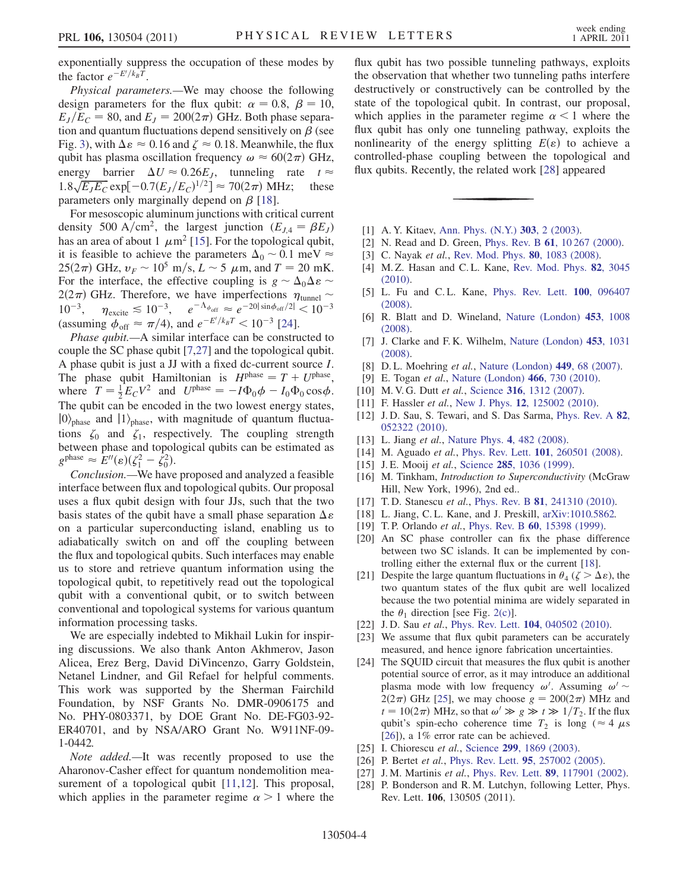exponentially suppress the occupation of these modes by the factor $e^{-E'/k_BT}$.

*Physical parameters.*—We may choose the following design parameters for the flux qubit: $\alpha = 0.8$, $\beta = 10$, $E_J/E_C = 80$, and $E_J = 200(2\pi)$ GHz. Both phase separation and quantum fluctuations depend sensitively on $\beta$ (see Fig. 3), with $\Delta\varepsilon \approx 0.16$ and $\zeta \approx 0.18$. Meanwhile, the flux qubit has plasma oscillation frequency $\omega \approx 60(2\pi)$ GHz, energy barrier $\Delta U \approx 0.26 E_J$, tunneling rate $t \approx 1.8\sqrt{E_J E_C}\exp[-0.7(E_J/E_C)^{1/2}] \approx 70(2\pi)$ MHz; these parameters only marginally depend on $\beta$ [18].

For mesoscopic aluminum junctions with critical current density 500 $\mathrm{A/cm^2}$, the largest junction ($E_{J,4} = \beta E_J$) has an area of about 1 $\mu\mathrm{m}^2$ [15]. For the topological qubit, it is feasible to achieve the parameters $\Delta_0 \sim 0.1$ meV $\approx 25(2\pi)$ GHz, $v_F \sim 10^5$ m/s, $L \sim 5$ $\mu$m, and $T = 20$ mK. For the interface, the effective coupling is $g \sim \Delta_0 \Delta\varepsilon \sim 2(2\pi)$ GHz. Therefore, we have imperfections $\eta_{\text{tunnel}} \sim 10^{-3}$, $\eta_{\text{excite}} \lesssim 10^{-3}$, $e^{-\Lambda_{\phi_{\text{off}}}} \approx e^{-20|\sin\phi_{\text{off}}/2|} < 10^{-3}$ (assuming $\phi_{\text{off}} \approx \pi/4$), and $e^{-E'/k_BT} < 10^{-3}$ [24].

*Phase qubit.*—A similar interface can be constructed to couple the SC phase qubit [7,27] and the topological qubit. A phase qubit is just a JJ with a fixed dc-current source $I$. The phase qubit Hamiltonian is $H^{\text{phase}} = T + U^{\text{phase}}$, where $T = \frac{1}{2}E_C V^2$ and $U^{\text{phase}} = -I\Phi_0\phi - I_0\Phi_0\cos\phi$. The qubit can be encoded in the two lowest energy states, $|0\rangle_{\text{phase}}$ and $|1\rangle_{\text{phase}}$, with magnitude of quantum fluctuations $\zeta_0$ and $\zeta_1$, respectively. The coupling strength between phase and topological qubits can be estimated as $g^{\text{phase}} \approx E''(\varepsilon)(\zeta_1^2 - \zeta_0^2)$.

*Conclusion.*—We have proposed and analyzed a feasible interface between flux and topological qubits. Our proposal uses a flux qubit design with four JJs, such that the two basis states of the qubit have a small phase separation $\Delta\varepsilon$ on a particular superconducting island, enabling us to adiabatically switch on and off the coupling between the flux and topological qubits. Such interfaces may enable us to store and retrieve quantum information using the topological qubit, to repetitively read out the topological qubit with a conventional qubit, or to switch between conventional and topological systems for various quantum information processing tasks.

We are especially indebted to Mikhail Lukin for inspiring discussions. We also thank Anton Akhmerov, Jason Alicea, Erez Berg, David DiVincenzo, Garry Goldstein, Netanel Lindner, and Gil Refael for helpful comments. This work was supported by the Sherman Fairchild Foundation, by NSF Grants No. DMR-0906175 and No. PHY-0803371, by DOE Grant No. DE-FG03-92-ER40701, and by NSA/ARO Grant No. W911NF-09-1-0442.

*Note added.*—It was recently proposed to use the Aharonov-Casher effect for quantum nondemolition measurement of a topological qubit [11,12]. This proposal, which applies in the parameter regime $\alpha > 1$ where the flux qubit has two possible tunneling pathways, exploits the observation that whether two tunneling paths interfere destructively or constructively can be controlled by the state of the topological qubit. In contrast, our proposal, which applies in the parameter regime $\alpha < 1$ where the flux qubit has only one tunneling pathway, exploits the nonlinearity of the energy splitting $E(\varepsilon)$ to achieve a controlled-phase coupling between the topological and flux qubits. Recently, the related work [28] appeared

---

[1] A. Y. Kitaev, Ann. Phys. (N.Y.) **303**, 2 (2003).
[2] N. Read and D. Green, Phys. Rev. B **61**, 10 267 (2000).
[3] C. Nayak *et al.*, Rev. Mod. Phys. **80**, 1083 (2008).
[4] M. Z. Hasan and C. L. Kane, Rev. Mod. Phys. **82**, 3045 (2010).
[5] L. Fu and C. L. Kane, Phys. Rev. Lett. **100**, 096407 (2008).
[6] R. Blatt and D. Wineland, Nature (London) **453**, 1008 (2008).
[7] J. Clarke and F. K. Wilhelm, Nature (London) **453**, 1031 (2008).
[8] D. L. Moehring *et al.*, Nature (London) **449**, 68 (2007).
[9] E. Togan *et al.*, Nature (London) **466**, 730 (2010).
[10] M. V. G. Dutt *et al.*, Science **316**, 1312 (2007).
[11] F. Hassler *et al.*, New J. Phys. **12**, 125002 (2010).
[12] J. D. Sau, S. Tewari, and S. Das Sarma, Phys. Rev. A **82**, 052322 (2010).
[13] L. Jiang *et al.*, Nature Phys. **4**, 482 (2008).
[14] M. Aguado *et al.*, Phys. Rev. Lett. **101**, 260501 (2008).
[15] J. E. Mooij *et al.*, Science **285**, 1036 (1999).
[16] M. Tinkham, *Introduction to Superconductivity* (McGraw Hill, New York, 1996), 2nd ed..
[17] T. D. Stanescu *et al.*, Phys. Rev. B **81**, 241310 (2010).
[18] L. Jiang, C. L. Kane, and J. Preskill, arXiv:1010.5862.
[19] T. P. Orlando *et al.*, Phys. Rev. B **60**, 15398 (1999).
[20] An SC phase controller can fix the phase difference between two SC islands. It can be implemented by controlling either the external flux or the current [18].
[21] Despite the large quantum fluctuations in $\theta_4$ ($\zeta > \Delta\varepsilon$), the two quantum states of the flux qubit are well localized because the two potential minima are widely separated in the $\theta_1$ direction [see Fig. 2(c)].
[22] J. D. Sau *et al.*, Phys. Rev. Lett. **104**, 040502 (2010).
[23] We assume that flux qubit parameters can be accurately measured, and hence ignore fabrication uncertainties.
[24] The SQUID circuit that measures the flux qubit is another potential source of error, as it may introduce an additional plasma mode with low frequency $\omega'$. Assuming $\omega' \sim 2(2\pi)$ GHz [25], we may choose $g = 200(2\pi)$ MHz and $t = 10(2\pi)$ MHz, so that $\omega' \gg g \gg t \gg 1/T_2$. If the flux qubit's spin-echo coherence time $T_2$ is long ($\approx 4$ $\mu$s [26]), a 1% error rate can be achieved.
[25] I. Chiorescu *et al.*, Science **299**, 1869 (2003).
[26] P. Bertet *et al.*, Phys. Rev. Lett. **95**, 257002 (2005).
[27] J. M. Martinis *et al.*, Phys. Rev. Lett. **89**, 117901 (2002).
[28] P. Bonderson and R. M. Lutchyn, following Letter, Phys. Rev. Lett. **106**, 130505 (2011).